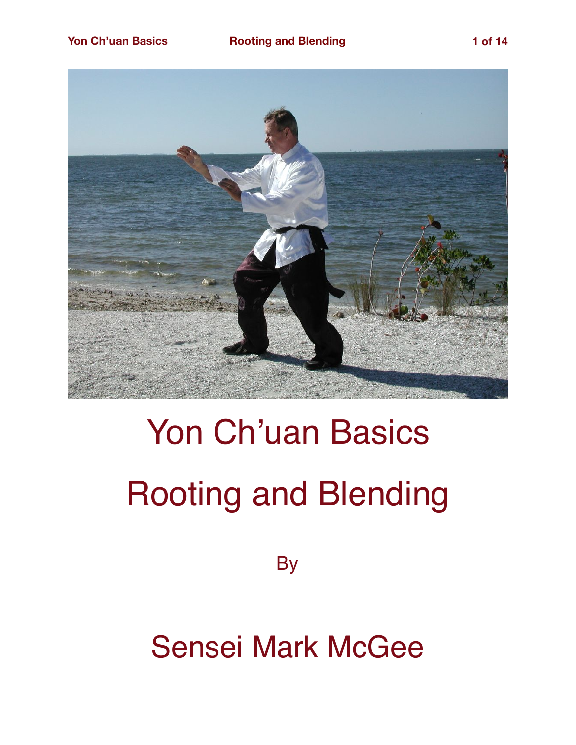# Yon Ch'uan Basics

# Rooting and Blending

By

## Sensei Mark McGee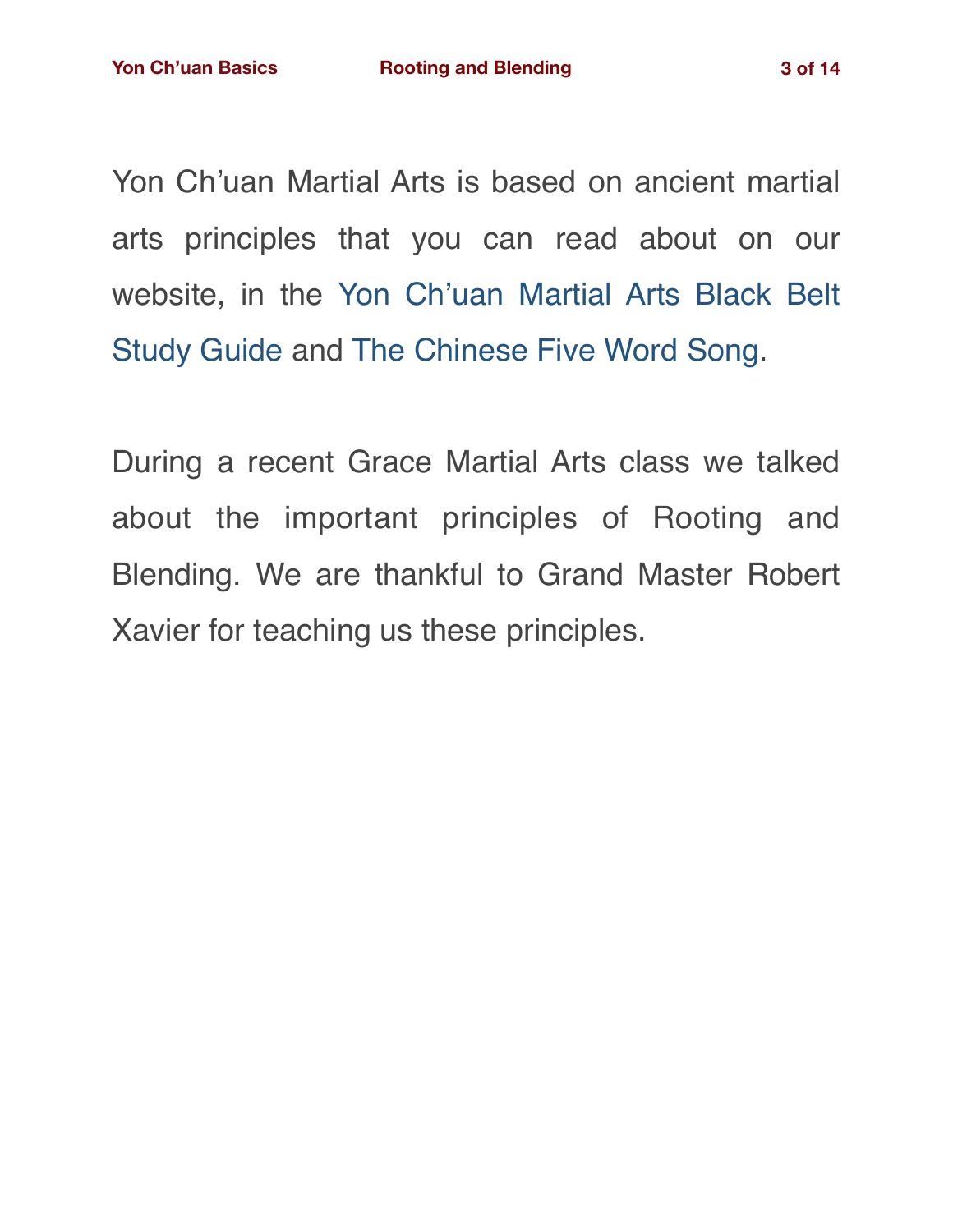Yon Ch'uan Martial Arts is based on ancient martial arts principles that you can read about on our website, in the Yon Ch'uan Martial Arts Black Belt Study Guide and The Chinese Five Word Song.

During a recent Grace Martial Arts class we talked about the important principles of Rooting and Blending. We are thankful to Grand Master Robert Xavier for teaching us these principles.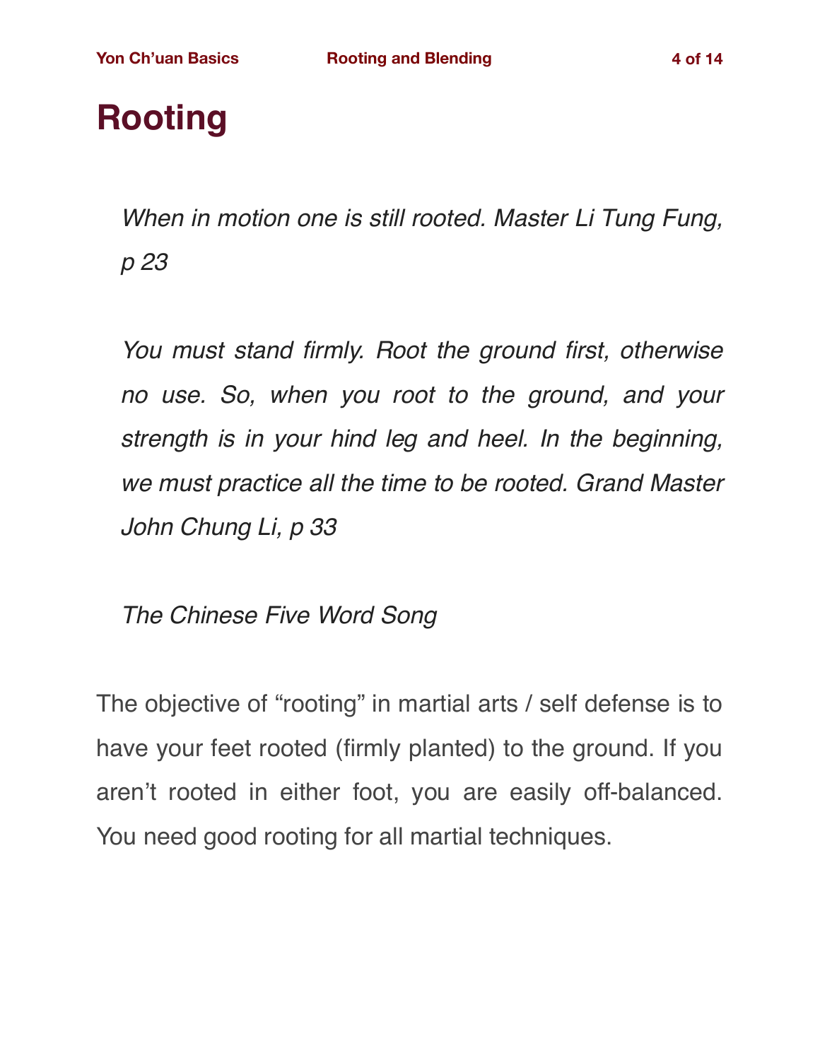# Rooting

> *When in motion one is still rooted. Master Li Tung Fung, p 23*

> *You must stand firmly. Root the ground first, otherwise no use. So, when you root to the ground, and your strength is in your hind leg and heel. In the beginning, we must practice all the time to be rooted. Grand Master John Chung Li, p 33*

> *The Chinese Five Word Song*

The objective of "rooting" in martial arts / self defense is to have your feet rooted (firmly planted) to the ground. If you aren't rooted in either foot, you are easily off-balanced. You need good rooting for all martial techniques.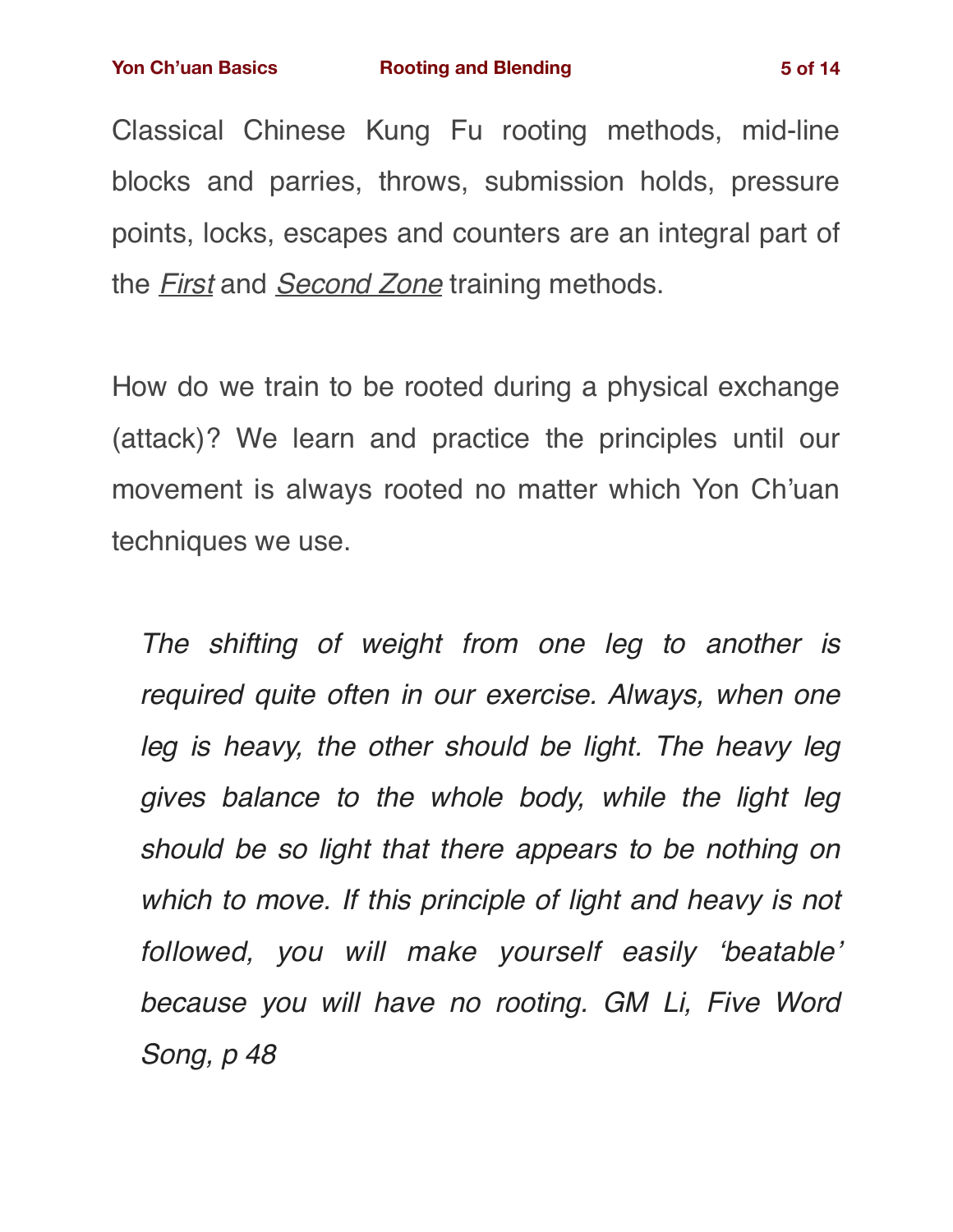Classical Chinese Kung Fu rooting methods, mid-line blocks and parries, throws, submission holds, pressure points, locks, escapes and counters are an integral part of the *First* and *Second Zone* training methods.

How do we train to be rooted during a physical exchange (attack)? We learn and practice the principles until our movement is always rooted no matter which Yon Ch'uan techniques we use.

> *The shifting of weight from one leg to another is required quite often in our exercise. Always, when one leg is heavy, the other should be light. The heavy leg gives balance to the whole body, while the light leg should be so light that there appears to be nothing on which to move. If this principle of light and heavy is not followed, you will make yourself easily 'beatable' because you will have no rooting. GM Li, Five Word Song, p 48*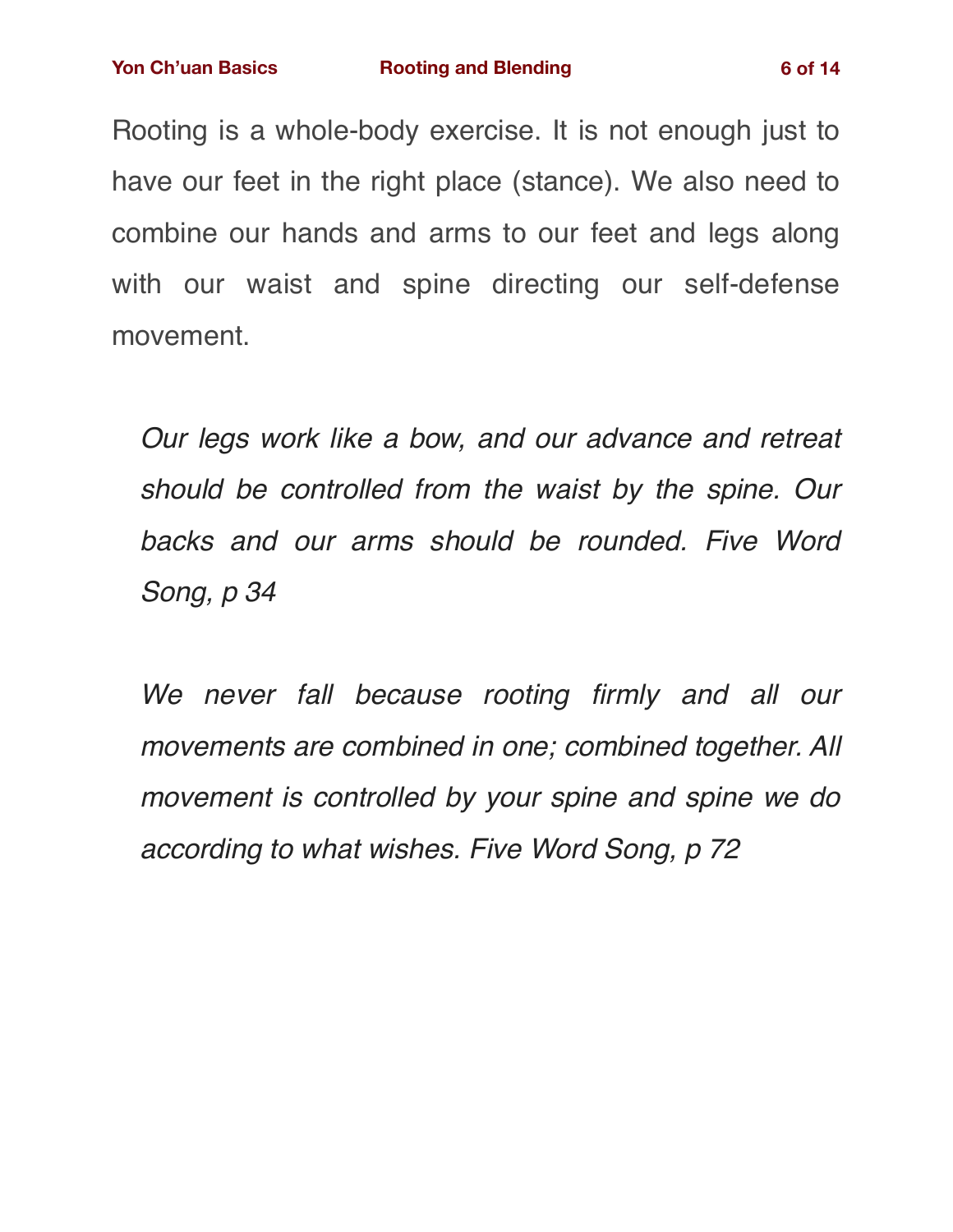Rooting is a whole-body exercise. It is not enough just to have our feet in the right place (stance). We also need to combine our hands and arms to our feet and legs along with our waist and spine directing our self-defense movement.

> *Our legs work like a bow, and our advance and retreat should be controlled from the waist by the spine. Our backs and our arms should be rounded. Five Word Song, p 34*

> *We never fall because rooting firmly and all our movements are combined in one; combined together. All movement is controlled by your spine and spine we do according to what wishes. Five Word Song, p 72*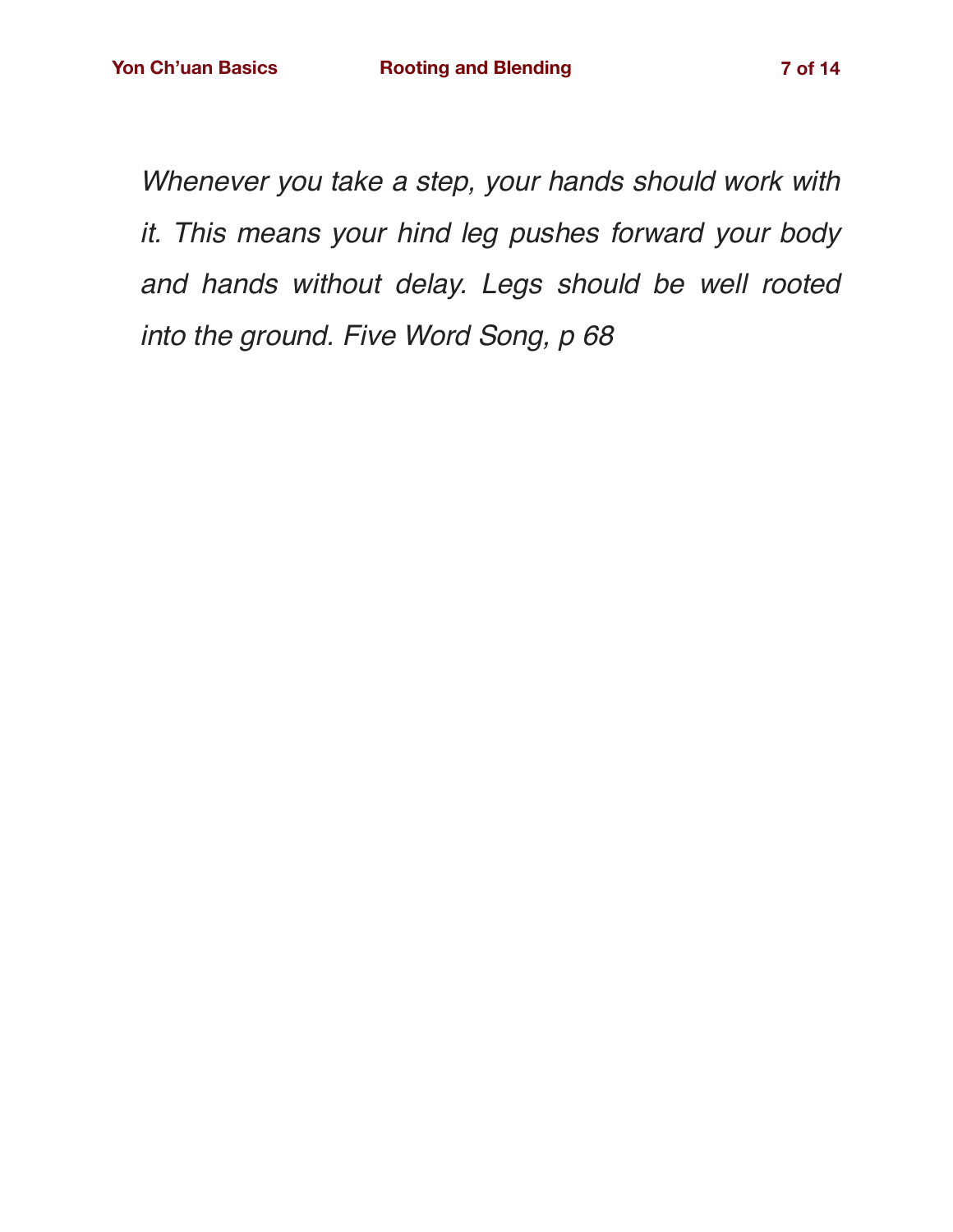*Whenever you take a step, your hands should work with it. This means your hind leg pushes forward your body and hands without delay. Legs should be well rooted into the ground. Five Word Song, p 68*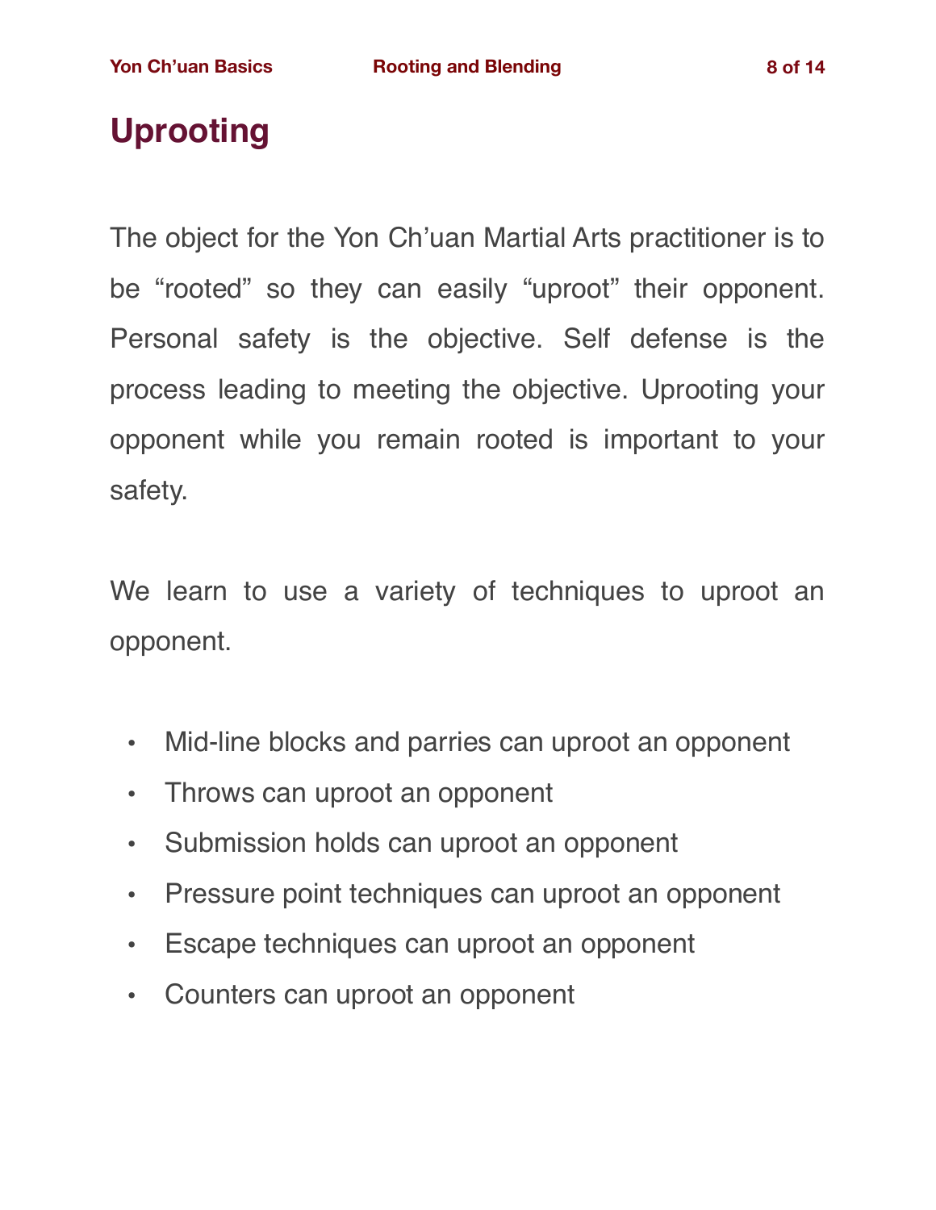# Uprooting

The object for the Yon Ch'uan Martial Arts practitioner is to be "rooted" so they can easily "uproot" their opponent. Personal safety is the objective. Self defense is the process leading to meeting the objective. Uprooting your opponent while you remain rooted is important to your safety.

We learn to use a variety of techniques to uproot an opponent.

- Mid-line blocks and parries can uproot an opponent
- Throws can uproot an opponent
- Submission holds can uproot an opponent
- Pressure point techniques can uproot an opponent
- Escape techniques can uproot an opponent
- Counters can uproot an opponent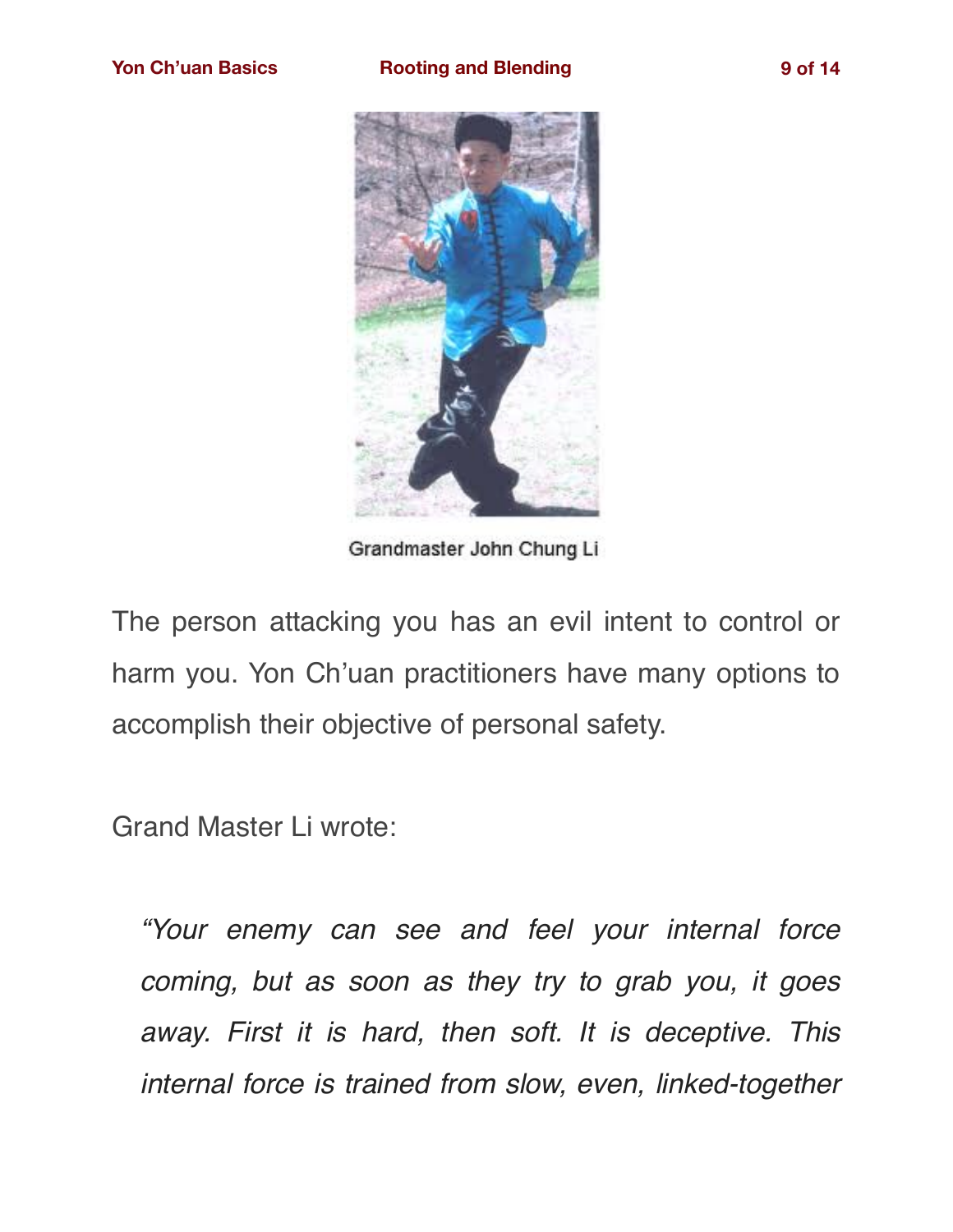Grandmaster John Chung Li

The person attacking you has an evil intent to control or harm you. Yon Ch'uan practitioners have many options to accomplish their objective of personal safety.

Grand Master Li wrote:

> *"Your enemy can see and feel your internal force coming, but as soon as they try to grab you, it goes away. First it is hard, then soft. It is deceptive. This internal force is trained from slow, even, linked-together*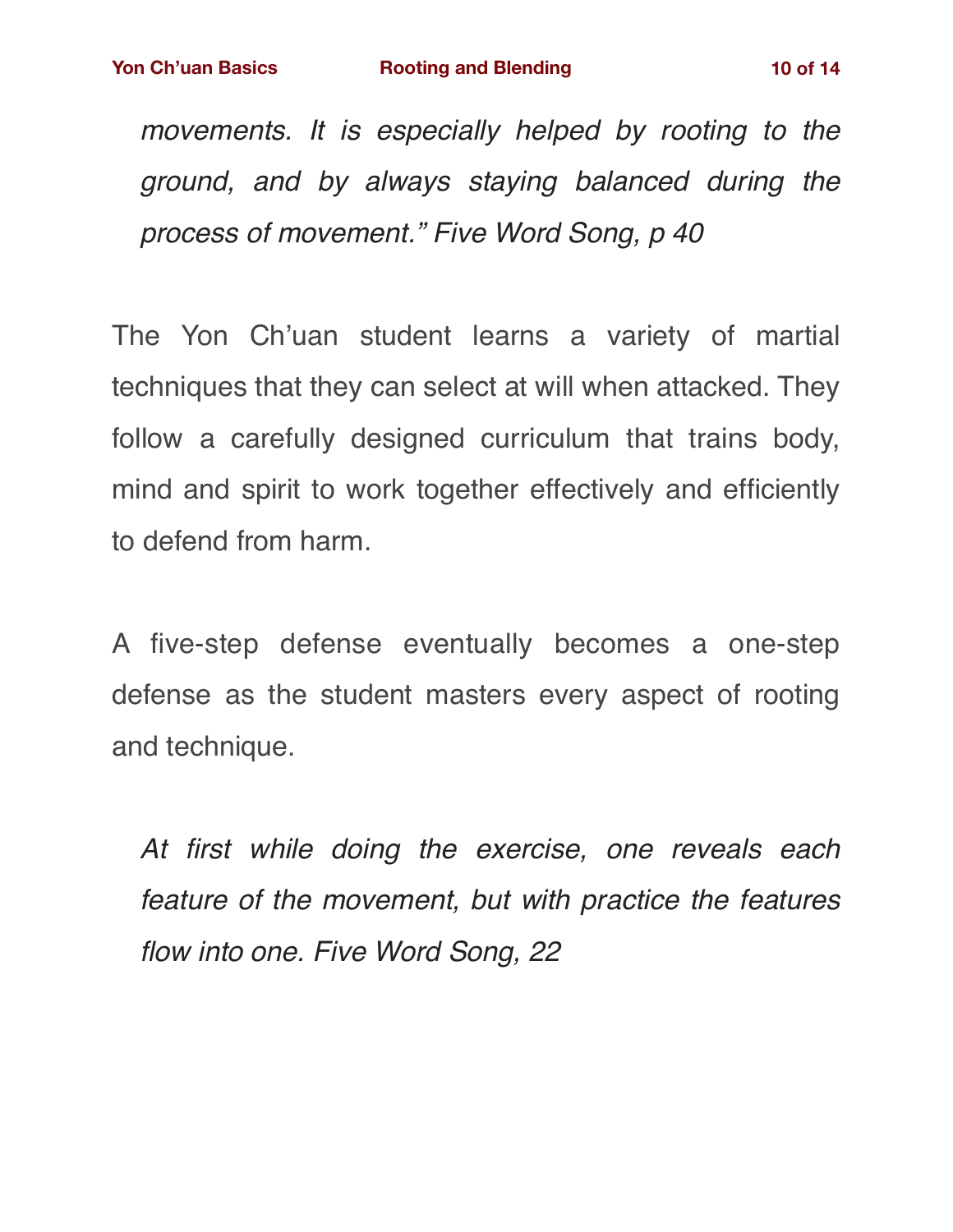*movements. It is especially helped by rooting to the ground, and by always staying balanced during the process of movement." Five Word Song, p 40*

The Yon Ch'uan student learns a variety of martial techniques that they can select at will when attacked. They follow a carefully designed curriculum that trains body, mind and spirit to work together effectively and efficiently to defend from harm.

A five-step defense eventually becomes a one-step defense as the student masters every aspect of rooting and technique.

*At first while doing the exercise, one reveals each feature of the movement, but with practice the features flow into one. Five Word Song, 22*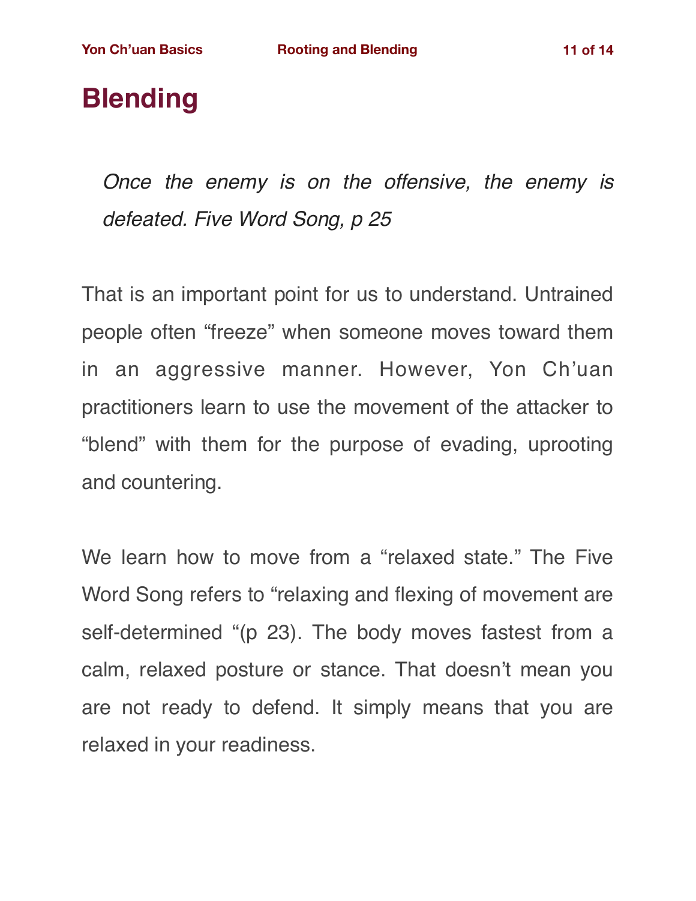# Blending

> *Once the enemy is on the offensive, the enemy is defeated. Five Word Song, p 25*

That is an important point for us to understand. Untrained people often "freeze" when someone moves toward them in an aggressive manner. However, Yon Ch'uan practitioners learn to use the movement of the attacker to "blend" with them for the purpose of evading, uprooting and countering.

We learn how to move from a "relaxed state." The Five Word Song refers to "relaxing and flexing of movement are self-determined "(p 23). The body moves fastest from a calm, relaxed posture or stance. That doesn't mean you are not ready to defend. It simply means that you are relaxed in your readiness.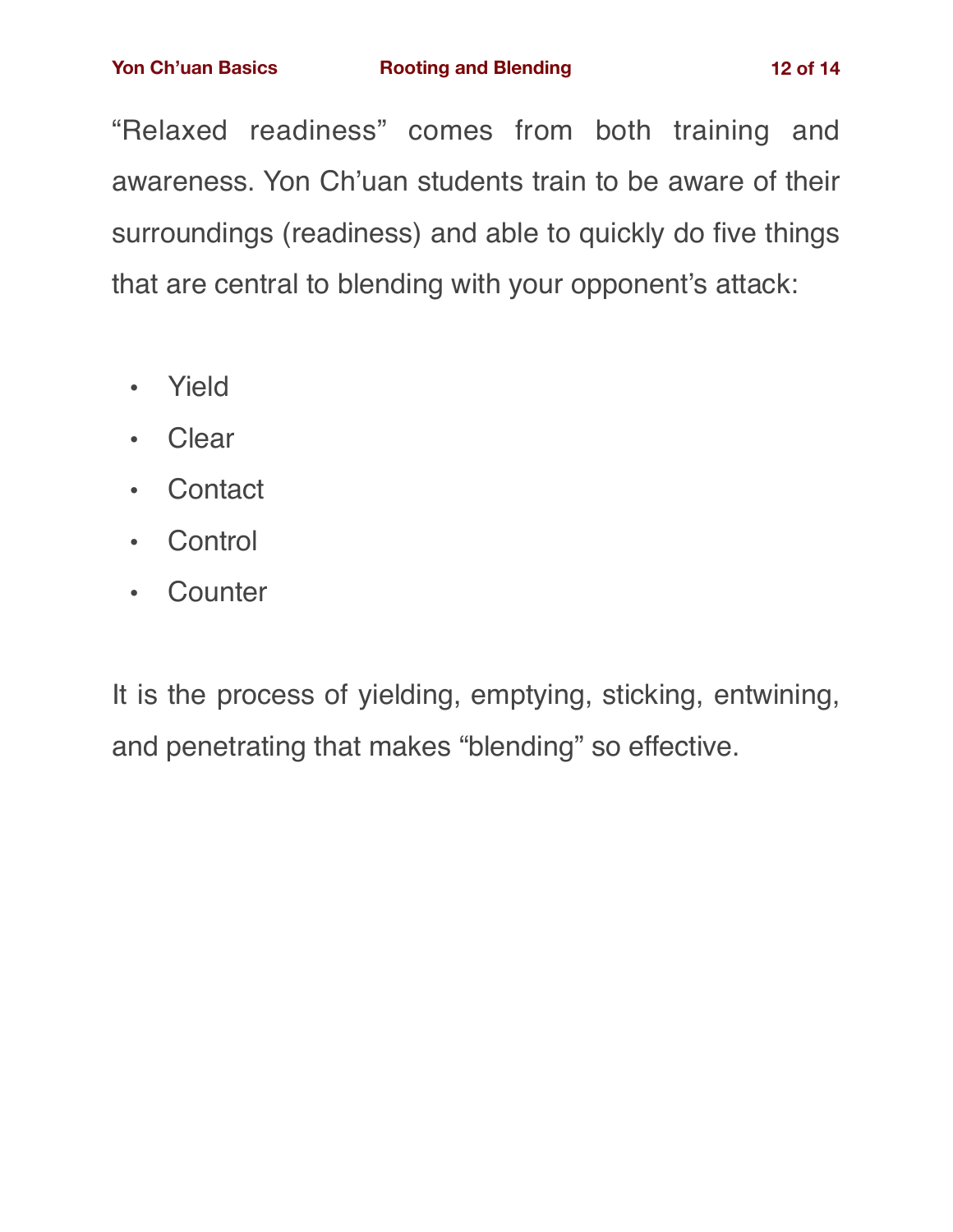“Relaxed readiness” comes from both training and awareness. Yon Ch’uan students train to be aware of their surroundings (readiness) and able to quickly do five things that are central to blending with your opponent’s attack:

- Yield
- Clear
- Contact
- Control
- Counter

It is the process of yielding, emptying, sticking, entwining, and penetrating that makes “blending” so effective.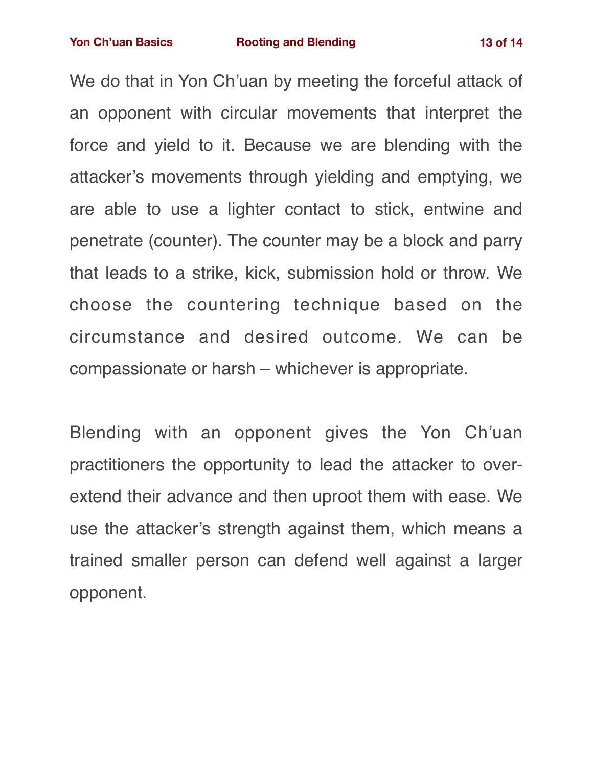We do that in Yon Ch'uan by meeting the forceful attack of an opponent with circular movements that interpret the force and yield to it. Because we are blending with the attacker's movements through yielding and emptying, we are able to use a lighter contact to stick, entwine and penetrate (counter). The counter may be a block and parry that leads to a strike, kick, submission hold or throw. We choose the countering technique based on the circumstance and desired outcome. We can be compassionate or harsh – whichever is appropriate.

Blending with an opponent gives the Yon Ch'uan practitioners the opportunity to lead the attacker to over-extend their advance and then uproot them with ease. We use the attacker's strength against them, which means a trained smaller person can defend well against a larger opponent.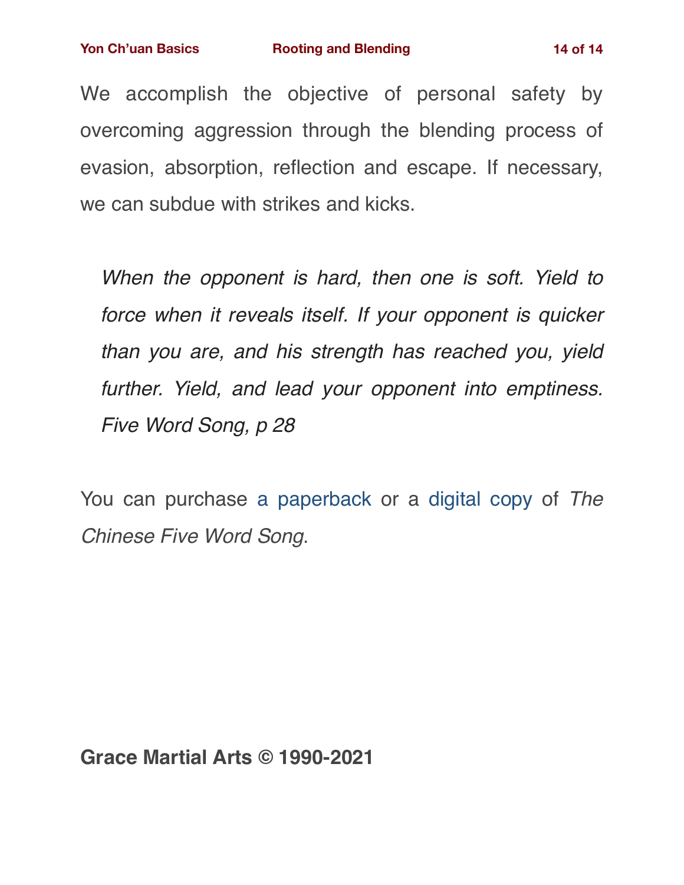We accomplish the objective of personal safety by overcoming aggression through the blending process of evasion, absorption, reflection and escape. If necessary, we can subdue with strikes and kicks.

> *When the opponent is hard, then one is soft. Yield to force when it reveals itself. If your opponent is quicker than you are, and his strength has reached you, yield further. Yield, and lead your opponent into emptiness. Five Word Song, p 28*

You can purchase a paperback or a digital copy of *The Chinese Five Word Song*.

**Grace Martial Arts © 1990-2021**